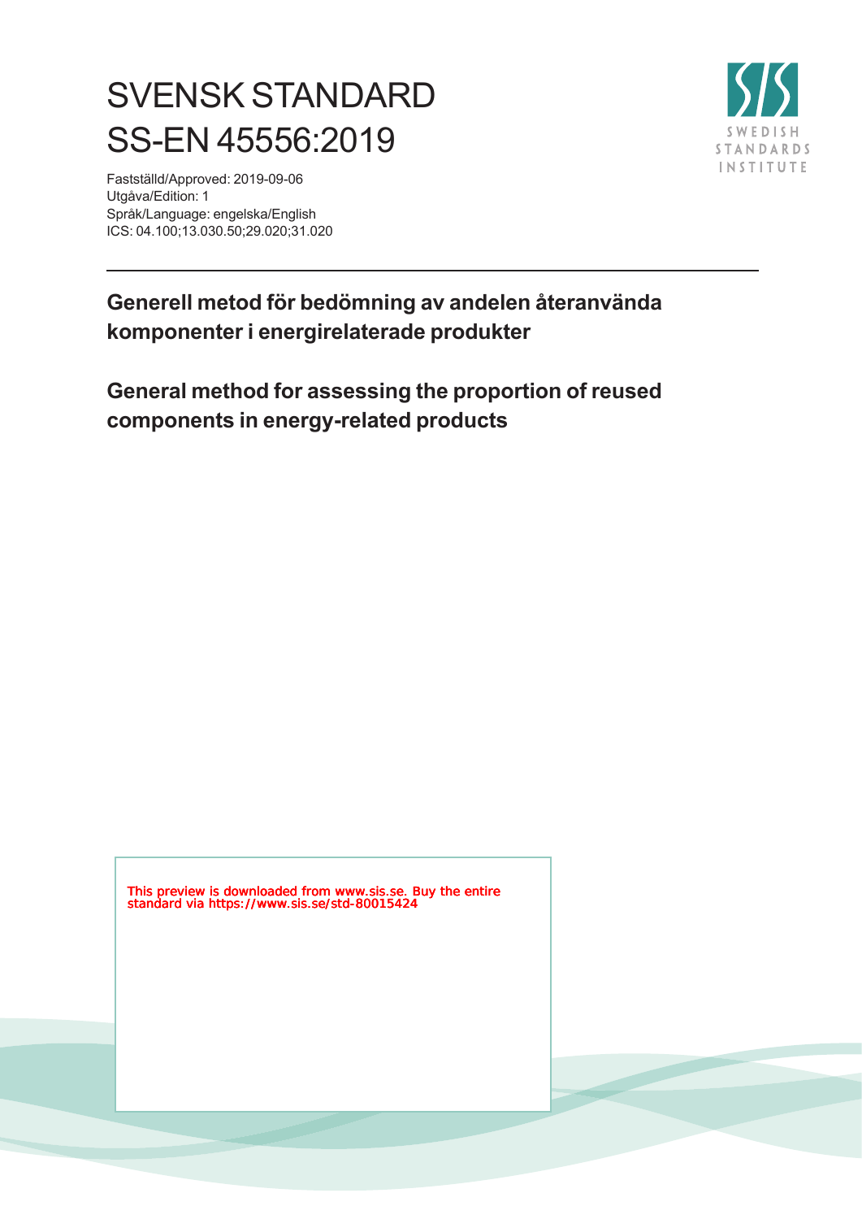# SVENSK STANDARD
# SS-EN 45556:2019

Fastställd/Approved: 2019-09-06
Utgåva/Edition: 1
Språk/Language: engelska/English
ICS: 04.100;13.030.50;29.020;31.020

SWEDISH STANDARDS INSTITUTE

## Generell metod för bedömning av andelen återanvända komponenter i energirelaterade produkter

## General method for assessing the proportion of reused components in energy-related products

This preview is downloaded from www.sis.se. Buy the entire standard via https://www.sis.se/std-80015424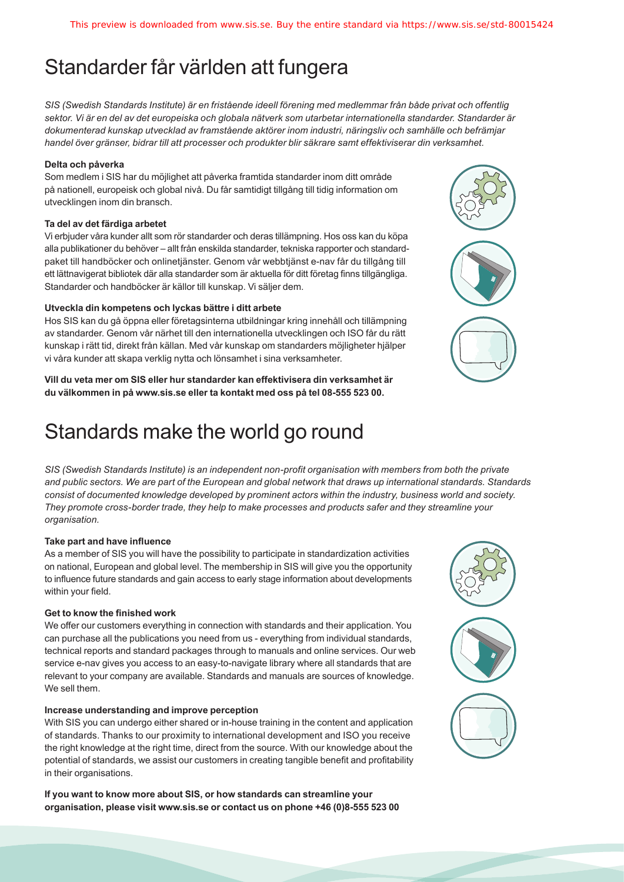# Standarder får världen att fungera

*SIS (Swedish Standards Institute) är en fristående ideell förening med medlemmar från både privat och offentlig sektor. Vi är en del av det europeiska och globala nätverk som utarbetar internationella standarder. Standarder är dokumenterad kunskap utvecklad av framstående aktörer inom industri, näringsliv och samhälle och befrämjar handel över gränser, bidrar till att processer och produkter blir säkrare samt effektiviserar din verksamhet.*

**Delta och påverka**

Som medlem i SIS har du möjlighet att påverka framtida standarder inom ditt område på nationell, europeisk och global nivå. Du får samtidigt tillgång till tidig information om utvecklingen inom din bransch.

**Ta del av det färdiga arbetet**

Vi erbjuder våra kunder allt som rör standarder och deras tillämpning. Hos oss kan du köpa alla publikationer du behöver – allt från enskilda standarder, tekniska rapporter och standardpaket till handböcker och onlinetjänster. Genom vår webbtjänst e-nav får du tillgång till ett lättnavigerat bibliotek där alla standarder som är aktuella för ditt företag finns tillgängliga. Standarder och handböcker är källor till kunskap. Vi säljer dem.

**Utveckla din kompetens och lyckas bättre i ditt arbete**

Hos SIS kan du gå öppna eller företagsinterna utbildningar kring innehåll och tillämpning av standarder. Genom vår närhet till den internationella utvecklingen och ISO får du rätt kunskap i rätt tid, direkt från källan. Med vår kunskap om standarders möjligheter hjälper vi våra kunder att skapa verklig nytta och lönsamhet i sina verksamheter.

**Vill du veta mer om SIS eller hur standarder kan effektivisera din verksamhet är du välkommen in på www.sis.se eller ta kontakt med oss på tel 08-555 523 00.**

# Standards make the world go round

*SIS (Swedish Standards Institute) is an independent non-profit organisation with members from both the private and public sectors. We are part of the European and global network that draws up international standards. Standards consist of documented knowledge developed by prominent actors within the industry, business world and society. They promote cross-border trade, they help to make processes and products safer and they streamline your organisation.*

**Take part and have influence**

As a member of SIS you will have the possibility to participate in standardization activities on national, European and global level. The membership in SIS will give you the opportunity to influence future standards and gain access to early stage information about developments within your field.

**Get to know the finished work**

We offer our customers everything in connection with standards and their application. You can purchase all the publications you need from us - everything from individual standards, technical reports and standard packages through to manuals and online services. Our web service e-nav gives you access to an easy-to-navigate library where all standards that are relevant to your company are available. Standards and manuals are sources of knowledge. We sell them.

**Increase understanding and improve perception**

With SIS you can undergo either shared or in-house training in the content and application of standards. Thanks to our proximity to international development and ISO you receive the right knowledge at the right time, direct from the source. With our knowledge about the potential of standards, we assist our customers in creating tangible benefit and profitability in their organisations.

**If you want to know more about SIS, or how standards can streamline your organisation, please visit www.sis.se or contact us on phone +46 (0)8-555 523 00**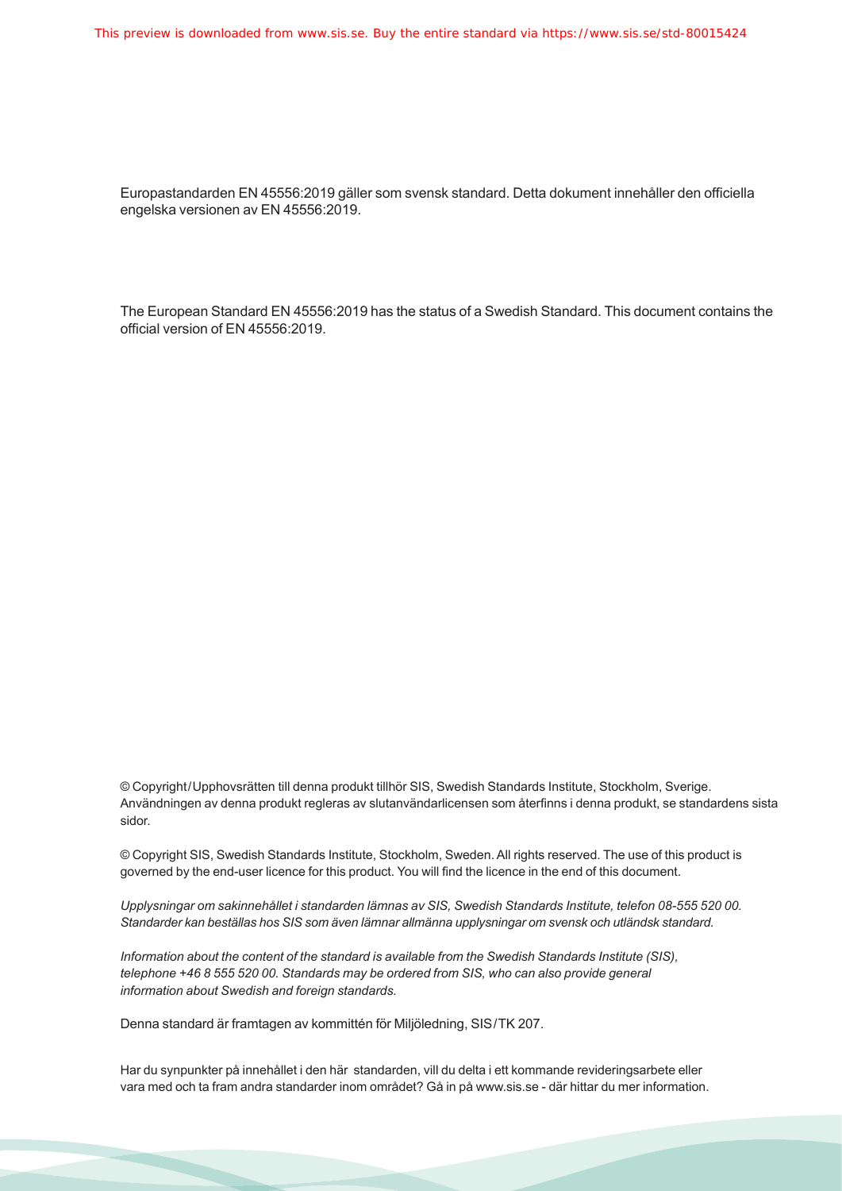Europastandarden EN 45556:2019 gäller som svensk standard. Detta dokument innehåller den officiella engelska versionen av EN 45556:2019.

The European Standard EN 45556:2019 has the status of a Swedish Standard. This document contains the official version of EN 45556:2019.

© Copyright/Upphovsrätten till denna produkt tillhör SIS, Swedish Standards Institute, Stockholm, Sverige. Användningen av denna produkt regleras av slutanvändarlicensen som återfinns i denna produkt, se standardens sista sidor.

© Copyright SIS, Swedish Standards Institute, Stockholm, Sweden. All rights reserved. The use of this product is governed by the end-user licence for this product. You will find the licence in the end of this document.

*Upplysningar om sakinnehållet i standarden lämnas av SIS, Swedish Standards Institute, telefon 08-555 520 00. Standarder kan beställas hos SIS som även lämnar allmänna upplysningar om svensk och utländsk standard.*

*Information about the content of the standard is available from the Swedish Standards Institute (SIS), telephone +46 8 555 520 00. Standards may be ordered from SIS, who can also provide general information about Swedish and foreign standards.*

Denna standard är framtagen av kommittén för Miljöledning, SIS/TK 207.

Har du synpunkter på innehållet i den här standarden, vill du delta i ett kommande revideringsarbete eller vara med och ta fram andra standarder inom området? Gå in på www.sis.se - där hittar du mer information.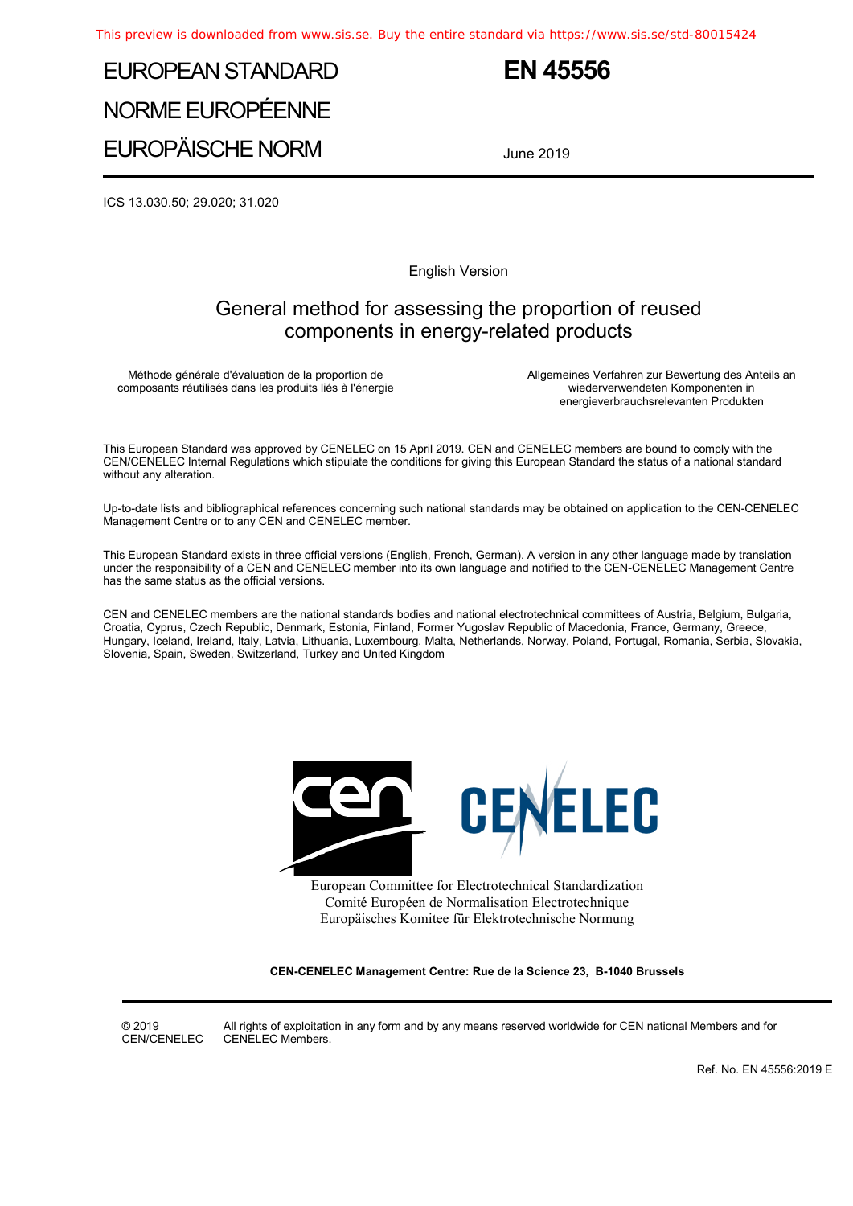This preview is downloaded from www.sis.se. Buy the entire standard via https://www.sis.se/std-80015424

EUROPEAN STANDARD

NORME EUROPÉENNE

EUROPÄISCHE NORM

**EN 45556**

June 2019

ICS 13.030.50; 29.020; 31.020

English Version

# General method for assessing the proportion of reused components in energy-related products

Méthode générale d'évaluation de la proportion de composants réutilisés dans les produits liés à l'énergie

Allgemeines Verfahren zur Bewertung des Anteils an wiederverwendeten Komponenten in energieverbrauchsrelevanten Produkten

This European Standard was approved by CENELEC on 15 April 2019. CEN and CENELEC members are bound to comply with the CEN/CENELEC Internal Regulations which stipulate the conditions for giving this European Standard the status of a national standard without any alteration.

Up-to-date lists and bibliographical references concerning such national standards may be obtained on application to the CEN-CENELEC Management Centre or to any CEN and CENELEC member.

This European Standard exists in three official versions (English, French, German). A version in any other language made by translation under the responsibility of a CEN and CENELEC member into its own language and notified to the CEN-CENELEC Management Centre has the same status as the official versions.

CEN and CENELEC members are the national standards bodies and national electrotechnical committees of Austria, Belgium, Bulgaria, Croatia, Cyprus, Czech Republic, Denmark, Estonia, Finland, Former Yugoslav Republic of Macedonia, France, Germany, Greece, Hungary, Iceland, Ireland, Italy, Latvia, Lithuania, Luxembourg, Malta, Netherlands, Norway, Poland, Portugal, Romania, Serbia, Slovakia, Slovenia, Spain, Sweden, Switzerland, Turkey and United Kingdom

European Committee for Electrotechnical Standardization
Comité Européen de Normalisation Electrotechnique
Europäisches Komitee für Elektrotechnische Normung

**CEN-CENELEC Management Centre: Rue de la Science 23, B-1040 Brussels**

© 2019 CEN/CENELEC All rights of exploitation in any form and by any means reserved worldwide for CEN national Members and for CENELEC Members.

Ref. No. EN 45556:2019 E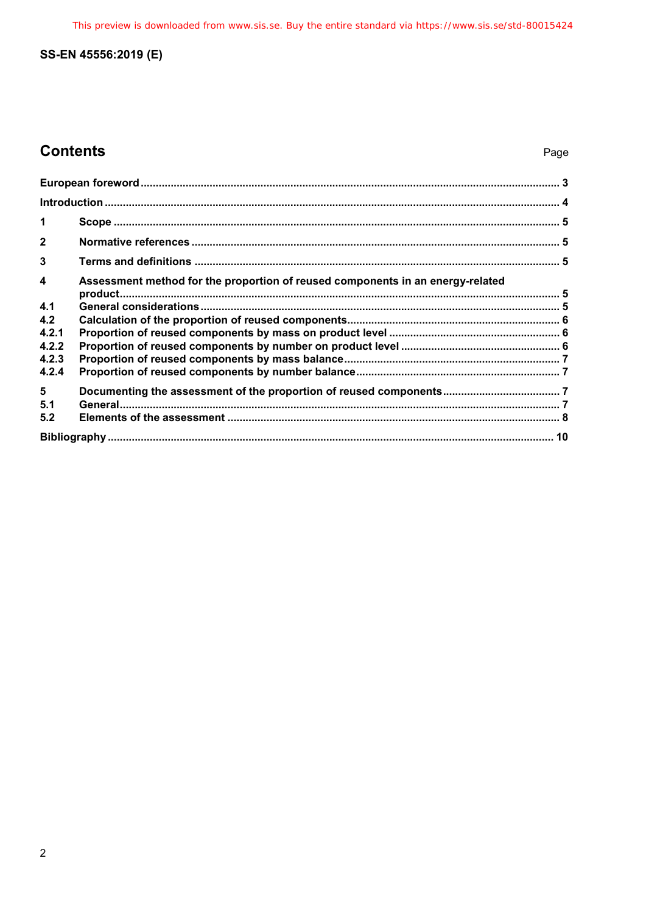# Contents

Page

| | | |
|---|---|---|
| European foreword | | 3 |
| Introduction | | 4 |
| 1 | Scope | 5 |
| 2 | Normative references | 5 |
| 3 | Terms and definitions | 5 |
| 4 | Assessment method for the proportion of reused components in an energy-related product | 5 |
| 4.1 | General considerations | 5 |
| 4.2 | Calculation of the proportion of reused components | 6 |
| 4.2.1 | Proportion of reused components by mass on product level | 6 |
| 4.2.2 | Proportion of reused components by number on product level | 6 |
| 4.2.3 | Proportion of reused components by mass balance | 7 |
| 4.2.4 | Proportion of reused components by number balance | 7 |
| 5 | Documenting the assessment of the proportion of reused components | 7 |
| 5.1 | General | 7 |
| 5.2 | Elements of the assessment | 8 |
| Bibliography | | 10 |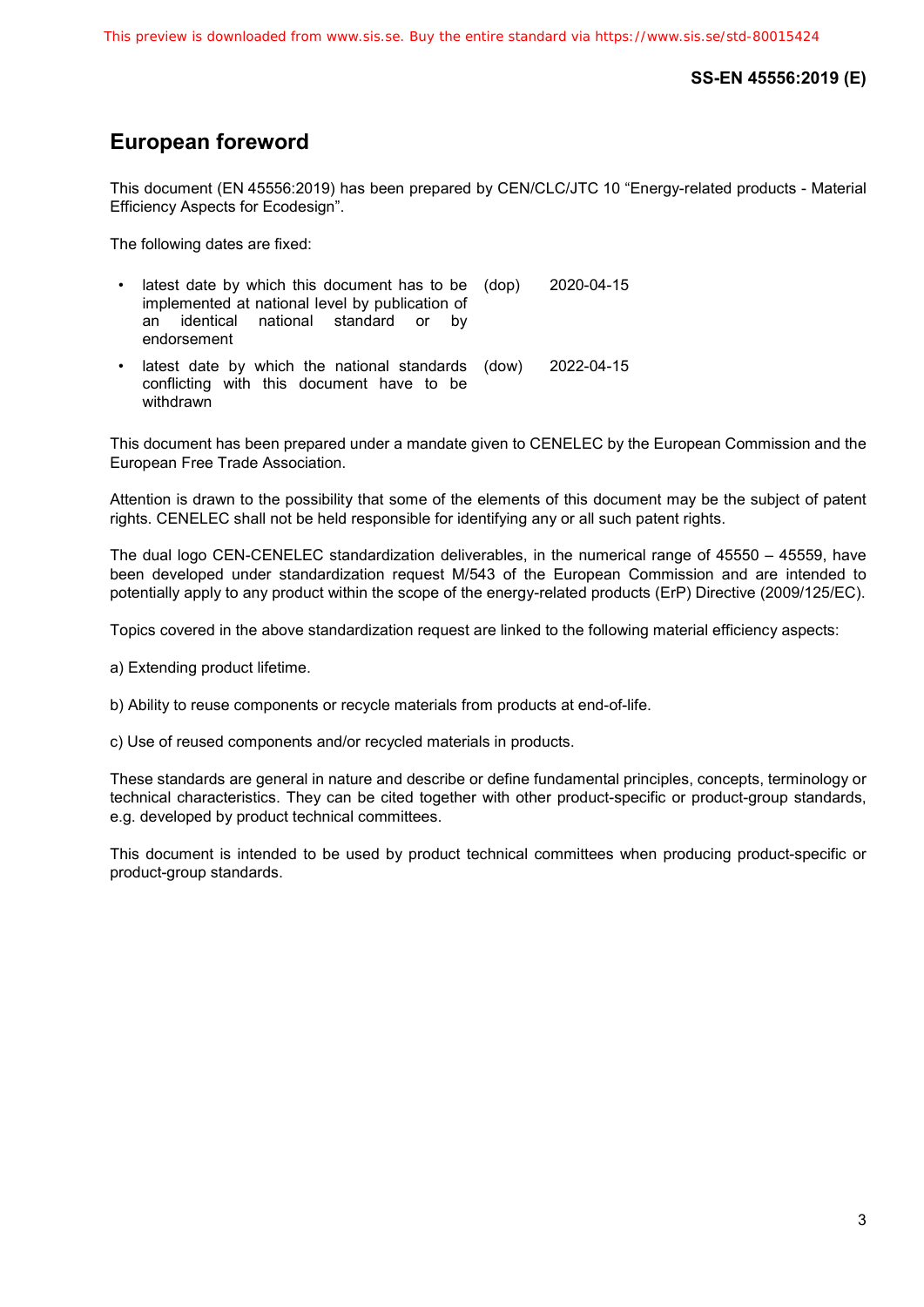# European foreword

This document (EN 45556:2019) has been prepared by CEN/CLC/JTC 10 “Energy-related products - Material Efficiency Aspects for Ecodesign”.

The following dates are fixed:

- latest date by which this document has to be implemented at national level by publication of an identical national standard or by endorsement (dop) 2020-04-15
- latest date by which the national standards conflicting with this document have to be withdrawn (dow) 2022-04-15

This document has been prepared under a mandate given to CENELEC by the European Commission and the European Free Trade Association.

Attention is drawn to the possibility that some of the elements of this document may be the subject of patent rights. CENELEC shall not be held responsible for identifying any or all such patent rights.

The dual logo CEN-CENELEC standardization deliverables, in the numerical range of 45550 – 45559, have been developed under standardization request M/543 of the European Commission and are intended to potentially apply to any product within the scope of the energy-related products (ErP) Directive (2009/125/EC).

Topics covered in the above standardization request are linked to the following material efficiency aspects:

a) Extending product lifetime.

b) Ability to reuse components or recycle materials from products at end-of-life.

c) Use of reused components and/or recycled materials in products.

These standards are general in nature and describe or define fundamental principles, concepts, terminology or technical characteristics. They can be cited together with other product-specific or product-group standards, e.g. developed by product technical committees.

This document is intended to be used by product technical committees when producing product-specific or product-group standards.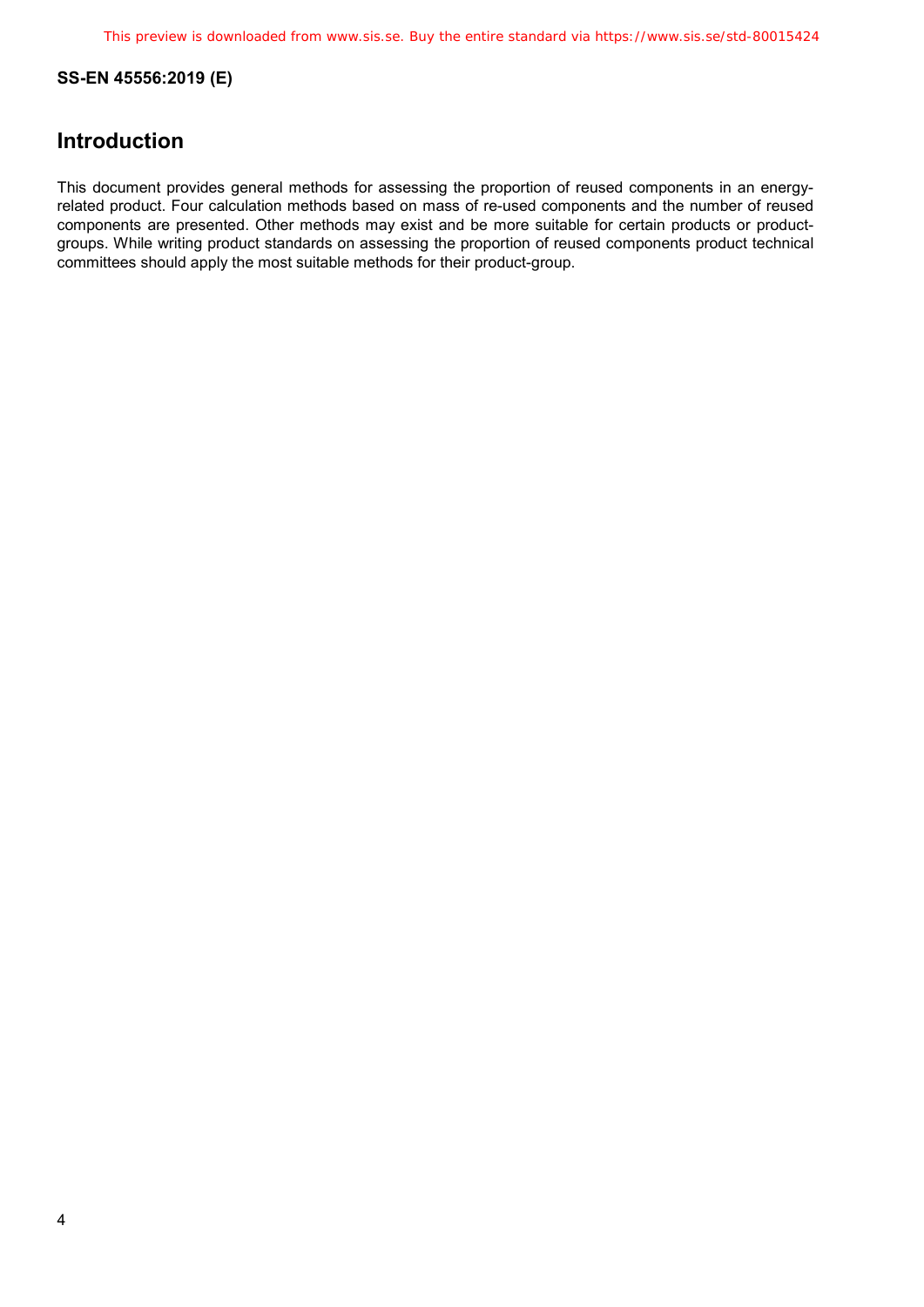# Introduction

This document provides general methods for assessing the proportion of reused components in an energy-related product. Four calculation methods based on mass of re-used components and the number of reused components are presented. Other methods may exist and be more suitable for certain products or product-groups. While writing product standards on assessing the proportion of reused components product technical committees should apply the most suitable methods for their product-group.